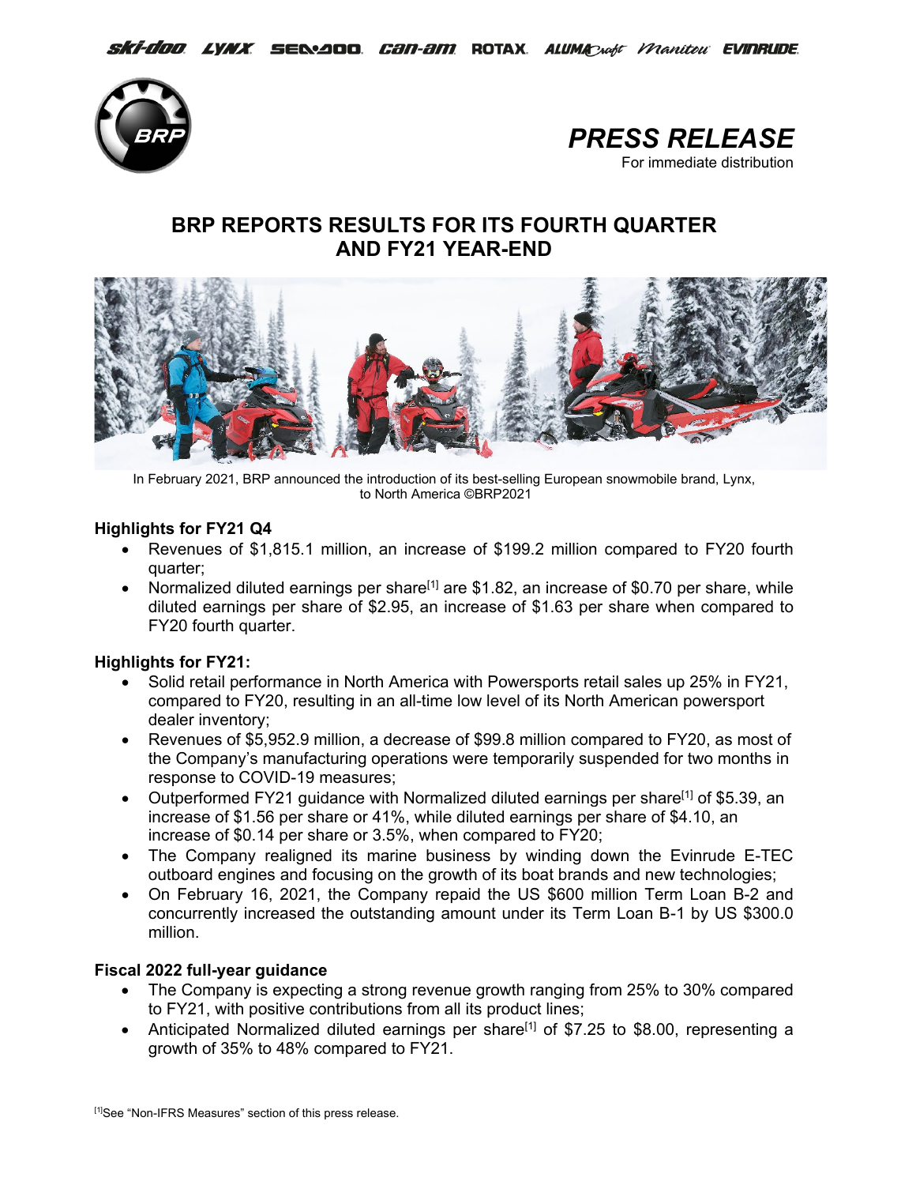# PRESS RELEASE

For immediate distribution

## BRP REPORTS RESULTS FOR ITS FOURTH QUARTER AND FY21 YEAR-END

In February 2021, BRP announced the introduction of its best-selling European snowmobile brand, Lynx, to North America ©BRP2021

### Highlights for FY21 Q4

- Revenues of $1,815.1 million, an increase of $199.2 million compared to FY20 fourth quarter;
- Normalized diluted earnings per share[1] are $1.82, an increase of $0.70 per share, while diluted earnings per share of $2.95, an increase of $1.63 per share when compared to FY20 fourth quarter.

### Highlights for FY21:

- Solid retail performance in North America with Powersports retail sales up 25% in FY21, compared to FY20, resulting in an all-time low level of its North American powersport dealer inventory;
- Revenues of $5,952.9 million, a decrease of $99.8 million compared to FY20, as most of the Company's manufacturing operations were temporarily suspended for two months in response to COVID-19 measures;
- Outperformed FY21 guidance with Normalized diluted earnings per share[1] of $5.39, an increase of $1.56 per share or 41%, while diluted earnings per share of $4.10, an increase of $0.14 per share or 3.5%, when compared to FY20;
- The Company realigned its marine business by winding down the Evinrude E-TEC outboard engines and focusing on the growth of its boat brands and new technologies;
- On February 16, 2021, the Company repaid the US $600 million Term Loan B-2 and concurrently increased the outstanding amount under its Term Loan B-1 by US $300.0 million.

### Fiscal 2022 full-year guidance

- The Company is expecting a strong revenue growth ranging from 25% to 30% compared to FY21, with positive contributions from all its product lines;
- Anticipated Normalized diluted earnings per share[1] of $7.25 to $8.00, representing a growth of 35% to 48% compared to FY21.

[1]See "Non-IFRS Measures" section of this press release.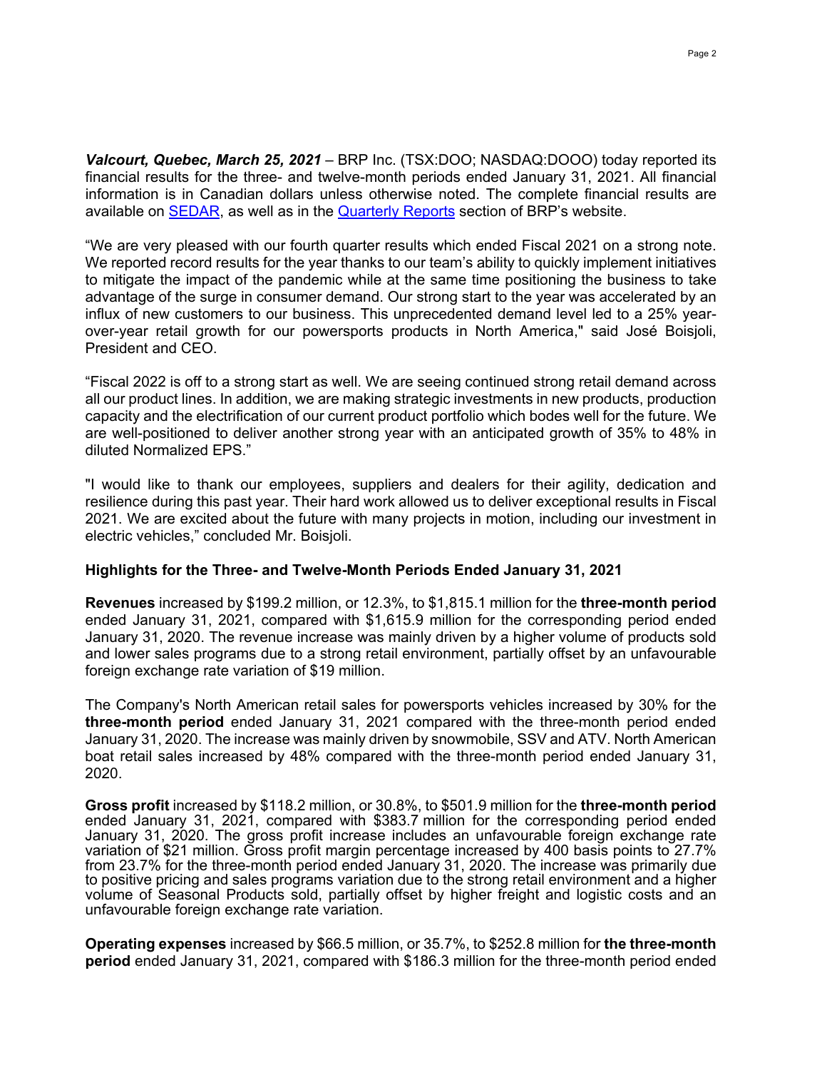*Valcourt, Quebec, March 25, 2021* – BRP Inc. (TSX:DOO; NASDAQ:DOOO) today reported its financial results for the three- and twelve-month periods ended January 31, 2021. All financial information is in Canadian dollars unless otherwise noted. The complete financial results are available on [SEDAR](), as well as in the [Quarterly Reports]() section of BRP's website.

"We are very pleased with our fourth quarter results which ended Fiscal 2021 on a strong note. We reported record results for the year thanks to our team's ability to quickly implement initiatives to mitigate the impact of the pandemic while at the same time positioning the business to take advantage of the surge in consumer demand. Our strong start to the year was accelerated by an influx of new customers to our business. This unprecedented demand level led to a 25% year-over-year retail growth for our powersports products in North America," said José Boisjoli, President and CEO.

"Fiscal 2022 is off to a strong start as well. We are seeing continued strong retail demand across all our product lines. In addition, we are making strategic investments in new products, production capacity and the electrification of our current product portfolio which bodes well for the future. We are well-positioned to deliver another strong year with an anticipated growth of 35% to 48% in diluted Normalized EPS."

"I would like to thank our employees, suppliers and dealers for their agility, dedication and resilience during this past year. Their hard work allowed us to deliver exceptional results in Fiscal 2021. We are excited about the future with many projects in motion, including our investment in electric vehicles," concluded Mr. Boisjoli.

### Highlights for the Three- and Twelve-Month Periods Ended January 31, 2021

**Revenues** increased by $199.2 million, or 12.3%, to $1,815.1 million for the **three-month period** ended January 31, 2021, compared with $1,615.9 million for the corresponding period ended January 31, 2020. The revenue increase was mainly driven by a higher volume of products sold and lower sales programs due to a strong retail environment, partially offset by an unfavourable foreign exchange rate variation of $19 million.

The Company's North American retail sales for powersports vehicles increased by 30% for the **three-month period** ended January 31, 2021 compared with the three-month period ended January 31, 2020. The increase was mainly driven by snowmobile, SSV and ATV. North American boat retail sales increased by 48% compared with the three-month period ended January 31, 2020.

**Gross profit** increased by $118.2 million, or 30.8%, to $501.9 million for the **three-month period** ended January 31, 2021, compared with $383.7 million for the corresponding period ended January 31, 2020. The gross profit increase includes an unfavourable foreign exchange rate variation of $21 million. Gross profit margin percentage increased by 400 basis points to 27.7% from 23.7% for the three-month period ended January 31, 2020. The increase was primarily due to positive pricing and sales programs variation due to the strong retail environment and a higher volume of Seasonal Products sold, partially offset by higher freight and logistic costs and an unfavourable foreign exchange rate variation.

**Operating expenses** increased by $66.5 million, or 35.7%, to $252.8 million for **the three-month period** ended January 31, 2021, compared with $186.3 million for the three-month period ended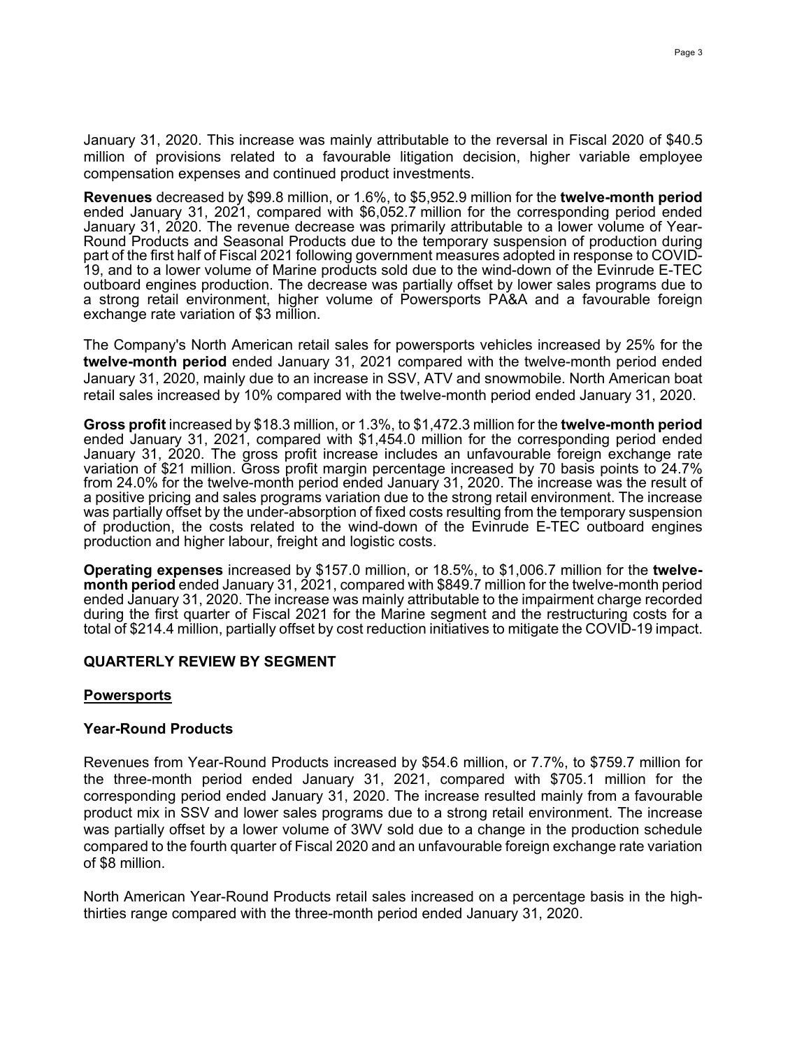January 31, 2020. This increase was mainly attributable to the reversal in Fiscal 2020 of $40.5 million of provisions related to a favourable litigation decision, higher variable employee compensation expenses and continued product investments.

**Revenues** decreased by $99.8 million, or 1.6%, to $5,952.9 million for the **twelve-month period** ended January 31, 2021, compared with $6,052.7 million for the corresponding period ended January 31, 2020. The revenue decrease was primarily attributable to a lower volume of Year-Round Products and Seasonal Products due to the temporary suspension of production during part of the first half of Fiscal 2021 following government measures adopted in response to COVID-19, and to a lower volume of Marine products sold due to the wind-down of the Evinrude E-TEC outboard engines production. The decrease was partially offset by lower sales programs due to a strong retail environment, higher volume of Powersports PA&A and a favourable foreign exchange rate variation of $3 million.

The Company's North American retail sales for powersports vehicles increased by 25% for the **twelve-month period** ended January 31, 2021 compared with the twelve-month period ended January 31, 2020, mainly due to an increase in SSV, ATV and snowmobile. North American boat retail sales increased by 10% compared with the twelve-month period ended January 31, 2020.

**Gross profit** increased by $18.3 million, or 1.3%, to $1,472.3 million for the **twelve-month period** ended January 31, 2021, compared with $1,454.0 million for the corresponding period ended January 31, 2020. The gross profit increase includes an unfavourable foreign exchange rate variation of $21 million. Gross profit margin percentage increased by 70 basis points to 24.7% from 24.0% for the twelve-month period ended January 31, 2020. The increase was the result of a positive pricing and sales programs variation due to the strong retail environment. The increase was partially offset by the under-absorption of fixed costs resulting from the temporary suspension of production, the costs related to the wind-down of the Evinrude E-TEC outboard engines production and higher labour, freight and logistic costs.

**Operating expenses** increased by $157.0 million, or 18.5%, to $1,006.7 million for the **twelve-month period** ended January 31, 2021, compared with $849.7 million for the twelve-month period ended January 31, 2020. The increase was mainly attributable to the impairment charge recorded during the first quarter of Fiscal 2021 for the Marine segment and the restructuring costs for a total of $214.4 million, partially offset by cost reduction initiatives to mitigate the COVID-19 impact.

## QUARTERLY REVIEW BY SEGMENT

### Powersports

#### Year-Round Products

Revenues from Year-Round Products increased by $54.6 million, or 7.7%, to $759.7 million for the three-month period ended January 31, 2021, compared with $705.1 million for the corresponding period ended January 31, 2020. The increase resulted mainly from a favourable product mix in SSV and lower sales programs due to a strong retail environment. The increase was partially offset by a lower volume of 3WV sold due to a change in the production schedule compared to the fourth quarter of Fiscal 2020 and an unfavourable foreign exchange rate variation of $8 million.

North American Year-Round Products retail sales increased on a percentage basis in the high-thirties range compared with the three-month period ended January 31, 2020.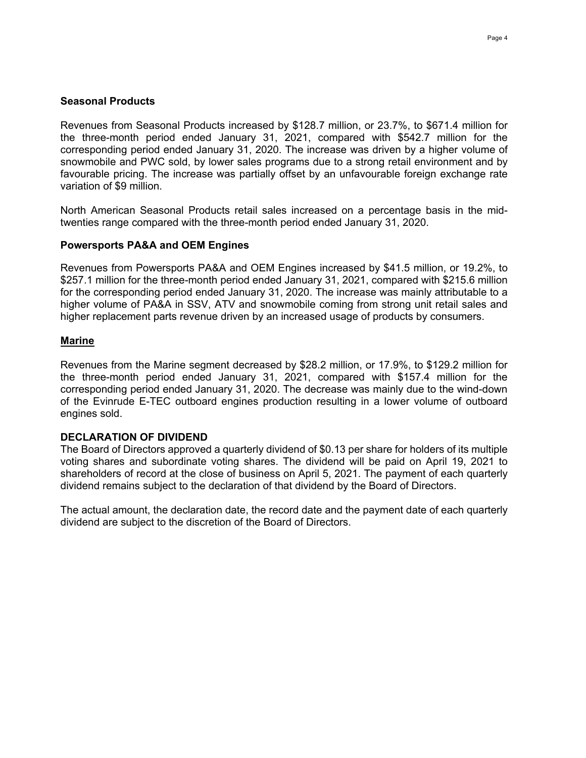### Seasonal Products

Revenues from Seasonal Products increased by $128.7 million, or 23.7%, to $671.4 million for the three-month period ended January 31, 2021, compared with $542.7 million for the corresponding period ended January 31, 2020. The increase was driven by a higher volume of snowmobile and PWC sold, by lower sales programs due to a strong retail environment and by favourable pricing. The increase was partially offset by an unfavourable foreign exchange rate variation of $9 million.

North American Seasonal Products retail sales increased on a percentage basis in the mid-twenties range compared with the three-month period ended January 31, 2020.

### Powersports PA&A and OEM Engines

Revenues from Powersports PA&A and OEM Engines increased by $41.5 million, or 19.2%, to $257.1 million for the three-month period ended January 31, 2021, compared with $215.6 million for the corresponding period ended January 31, 2020. The increase was mainly attributable to a higher volume of PA&A in SSV, ATV and snowmobile coming from strong unit retail sales and higher replacement parts revenue driven by an increased usage of products by consumers.

## Marine

Revenues from the Marine segment decreased by $28.2 million, or 17.9%, to $129.2 million for the three-month period ended January 31, 2021, compared with $157.4 million for the corresponding period ended January 31, 2020. The decrease was mainly due to the wind-down of the Evinrude E-TEC outboard engines production resulting in a lower volume of outboard engines sold.

## DECLARATION OF DIVIDEND

The Board of Directors approved a quarterly dividend of $0.13 per share for holders of its multiple voting shares and subordinate voting shares. The dividend will be paid on April 19, 2021 to shareholders of record at the close of business on April 5, 2021. The payment of each quarterly dividend remains subject to the declaration of that dividend by the Board of Directors.

The actual amount, the declaration date, the record date and the payment date of each quarterly dividend are subject to the discretion of the Board of Directors.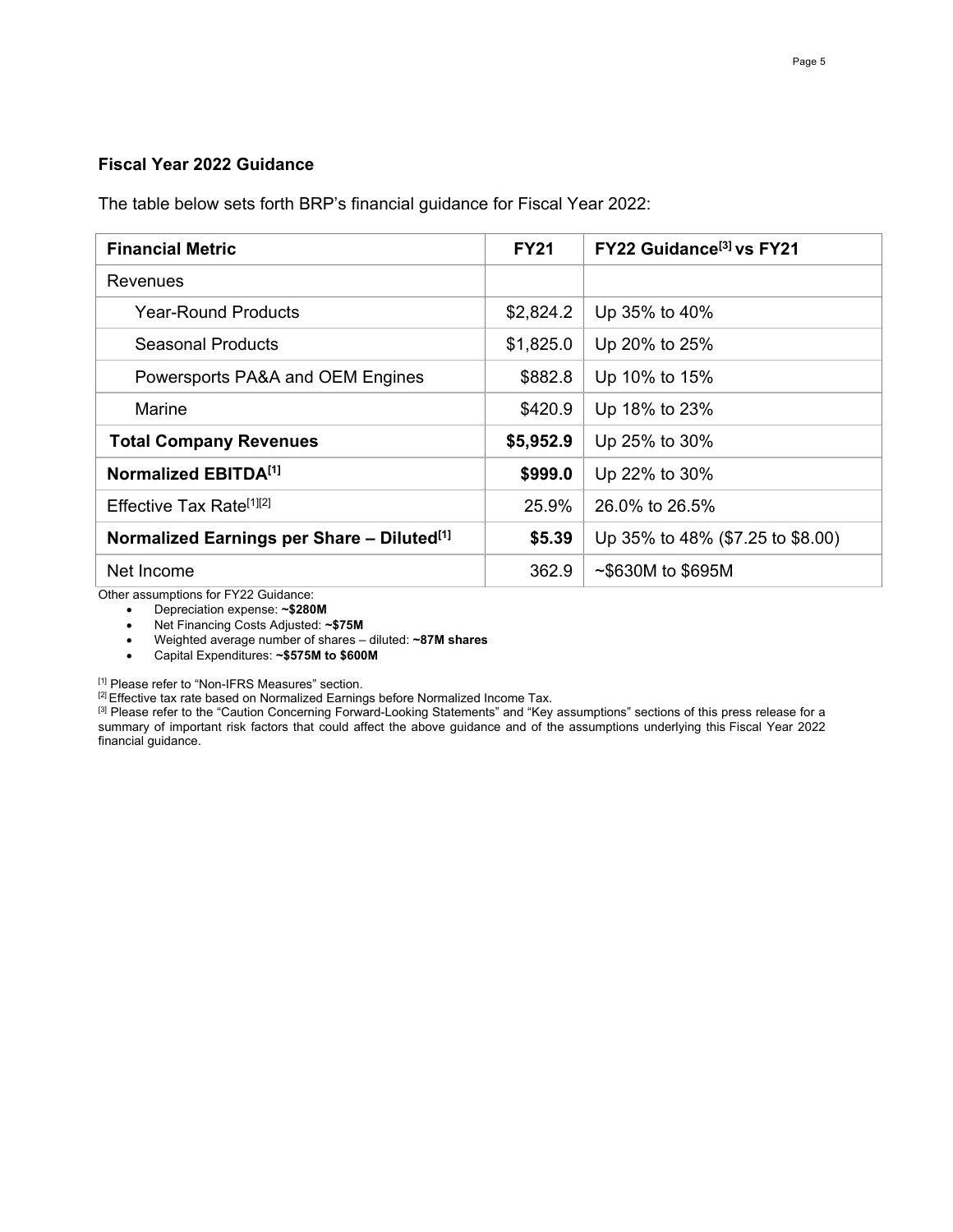### Fiscal Year 2022 Guidance

The table below sets forth BRP's financial guidance for Fiscal Year 2022:

| Financial Metric | FY21 | FY22 Guidance[3] vs FY21 |
|---|---|---|
| Revenues | | |
| Year-Round Products | $2,824.2 | Up 35% to 40% |
| Seasonal Products | $1,825.0 | Up 20% to 25% |
| Powersports PA&A and OEM Engines | $882.8 | Up 10% to 15% |
| Marine | $420.9 | Up 18% to 23% |
| **Total Company Revenues** | **$5,952.9** | Up 25% to 30% |
| **Normalized EBITDA[1]** | **$999.0** | Up 22% to 30% |
| Effective Tax Rate[1][2] | 25.9% | 26.0% to 26.5% |
| **Normalized Earnings per Share – Diluted[1]** | **$5.39** | Up 35% to 48% ($7.25 to $8.00) |
| Net Income | 362.9 | ~$630M to $695M |

Other assumptions for FY22 Guidance:

- Depreciation expense: **~$280M**
- Net Financing Costs Adjusted: **~$75M**
- Weighted average number of shares – diluted: **~87M shares**
- Capital Expenditures: **~$575M to $600M**

[1] Please refer to "Non-IFRS Measures" section.

[2] Effective tax rate based on Normalized Earnings before Normalized Income Tax.

[3] Please refer to the "Caution Concerning Forward-Looking Statements" and "Key assumptions" sections of this press release for a summary of important risk factors that could affect the above guidance and of the assumptions underlying this Fiscal Year 2022 financial guidance.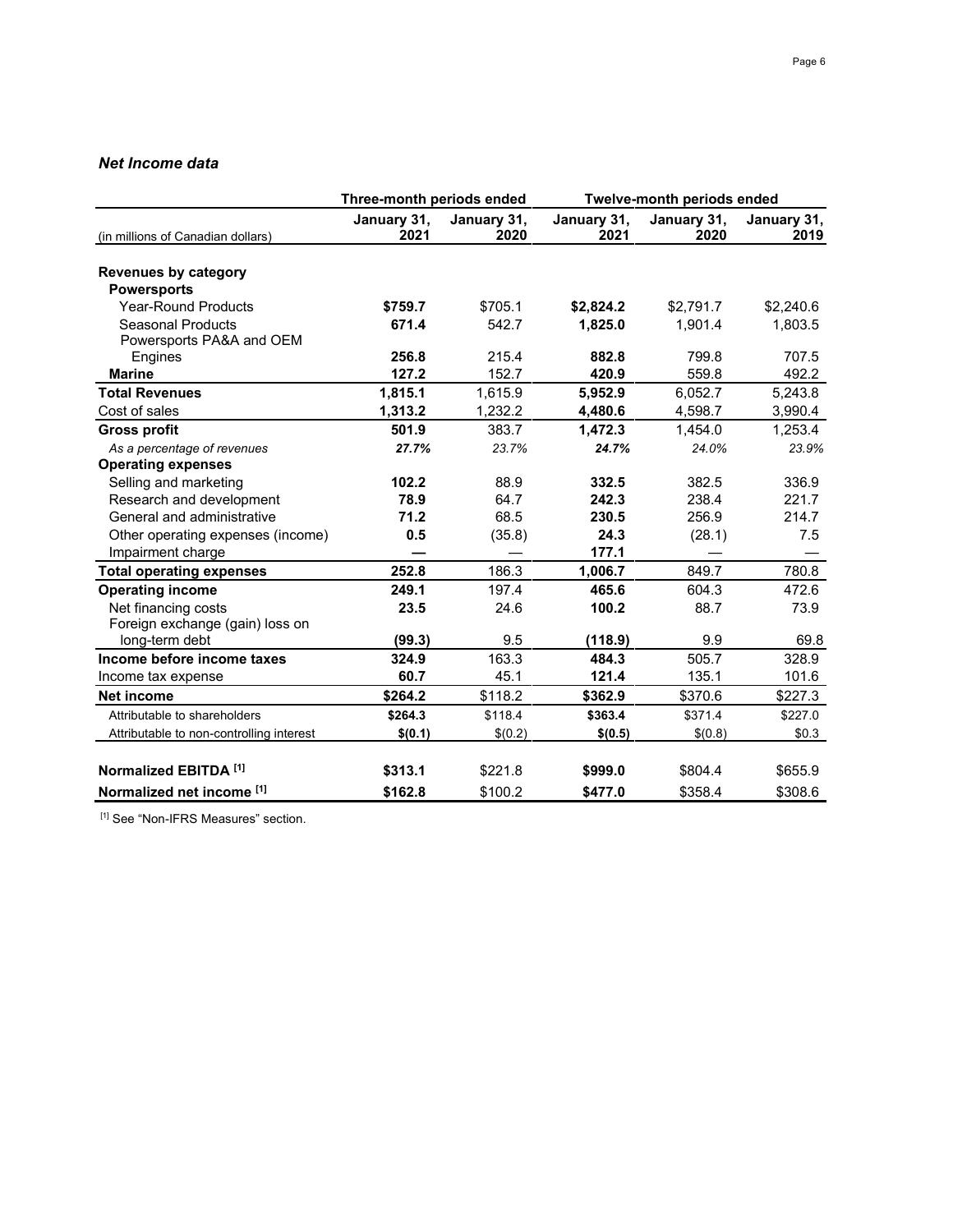### *Net Income data*

| | Three-month periods ended | | Twelve-month periods ended | | |
|---|---|---|---|---|---|
| (in millions of Canadian dollars) | January 31, 2021 | January 31, 2020 | January 31, 2021 | January 31, 2020 | January 31, 2019 |
| **Revenues by category** | | | | | |
| **Powersports** | | | | | |
| Year-Round Products | **$759.7** | $705.1 | **$2,824.2** | $2,791.7 | $2,240.6 |
| Seasonal Products | **671.4** | 542.7 | **1,825.0** | 1,901.4 | 1,803.5 |
| Powersports PA&A and OEM Engines | **256.8** | 215.4 | **882.8** | 799.8 | 707.5 |
| **Marine** | **127.2** | 152.7 | **420.9** | 559.8 | 492.2 |
| **Total Revenues** | **1,815.1** | 1,615.9 | **5,952.9** | 6,052.7 | 5,243.8 |
| Cost of sales | **1,313.2** | 1,232.2 | **4,480.6** | 4,598.7 | 3,990.4 |
| **Gross profit** | **501.9** | 383.7 | **1,472.3** | 1,454.0 | 1,253.4 |
| *As a percentage of revenues* | ***27.7%*** | *23.7%* | ***24.7%*** | *24.0%* | *23.9%* |
| **Operating expenses** | | | | | |
| Selling and marketing | **102.2** | 88.9 | **332.5** | 382.5 | 336.9 |
| Research and development | **78.9** | 64.7 | **242.3** | 238.4 | 221.7 |
| General and administrative | **71.2** | 68.5 | **230.5** | 256.9 | 214.7 |
| Other operating expenses (income) | **0.5** | (35.8) | **24.3** | (28.1) | 7.5 |
| Impairment charge | **—** | — | **177.1** | — | — |
| **Total operating expenses** | **252.8** | 186.3 | **1,006.7** | 849.7 | 780.8 |
| **Operating income** | **249.1** | 197.4 | **465.6** | 604.3 | 472.6 |
| Net financing costs | **23.5** | 24.6 | **100.2** | 88.7 | 73.9 |
| Foreign exchange (gain) loss on long-term debt | **(99.3)** | 9.5 | **(118.9)** | 9.9 | 69.8 |
| **Income before income taxes** | **324.9** | 163.3 | **484.3** | 505.7 | 328.9 |
| Income tax expense | **60.7** | 45.1 | **121.4** | 135.1 | 101.6 |
| **Net income** | **$264.2** | $118.2 | **$362.9** | $370.6 | $227.3 |
| Attributable to shareholders | **$264.3** | $118.4 | **$363.4** | $371.4 | $227.0 |
| Attributable to non-controlling interest | **$(0.1)** | $(0.2) | **$(0.5)** | $(0.8) | $0.3 |
| **Normalized EBITDA [1]** | **$313.1** | $221.8 | **$999.0** | $804.4 | $655.9 |
| **Normalized net income [1]** | **$162.8** | $100.2 | **$477.0** | $358.4 | $308.6 |

[1] See "Non-IFRS Measures" section.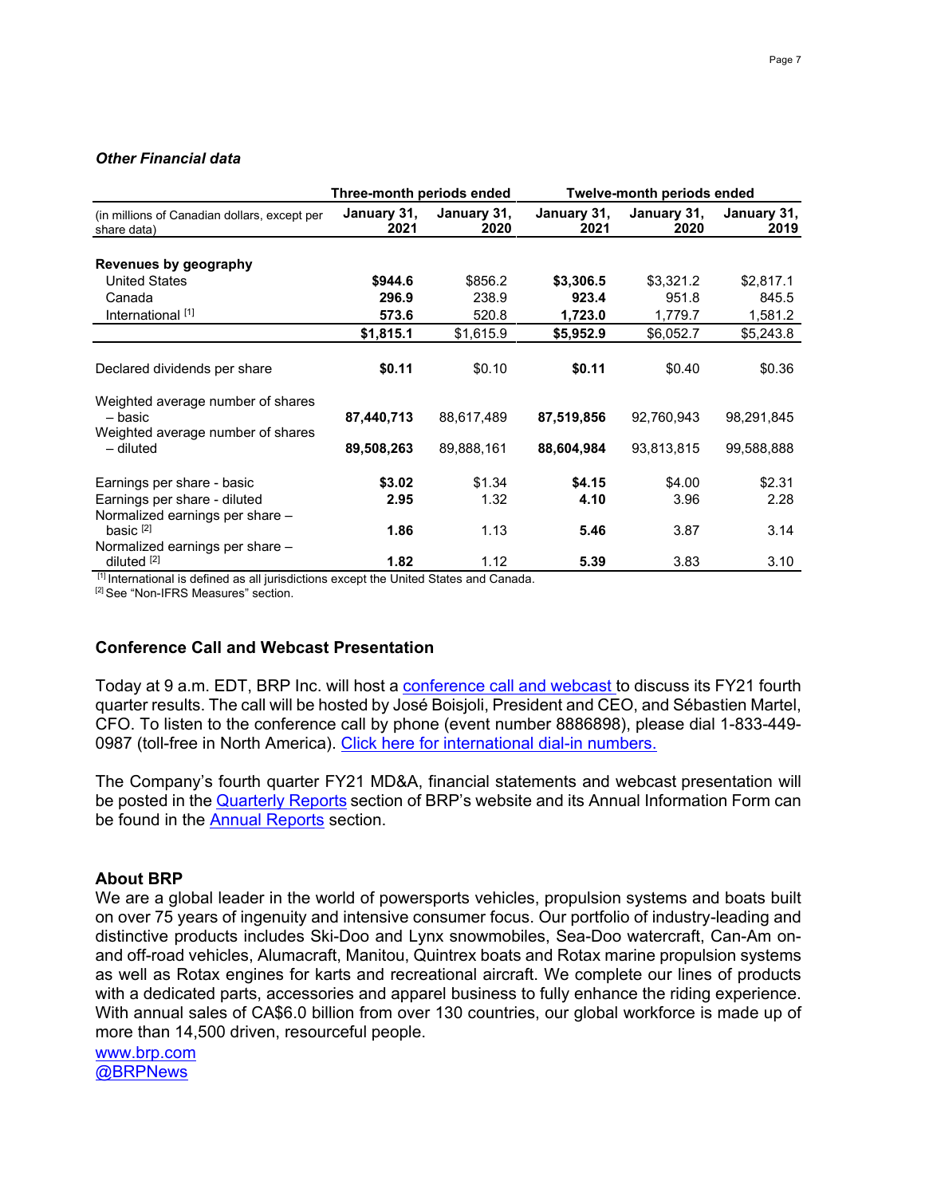*Other Financial data*

| (in millions of Canadian dollars, except per share data) | Three-month periods ended | | Twelve-month periods ended | | |
|---|---|---|---|---|---|
| | **January 31, 2021** | **January 31, 2020** | **January 31, 2021** | **January 31, 2020** | **January 31, 2019** |
| **Revenues by geography** | | | | | |
| United States | **$944.6** | $856.2 | **$3,306.5** | $3,321.2 | $2,817.1 |
| Canada | **296.9** | 238.9 | **923.4** | 951.8 | 845.5 |
| International [1] | **573.6** | 520.8 | **1,723.0** | 1,779.7 | 1,581.2 |
| | **$1,815.1** | $1,615.9 | **$5,952.9** | $6,052.7 | $5,243.8 |
| Declared dividends per share | **$0.11** | $0.10 | **$0.11** | $0.40 | $0.36 |
| Weighted average number of shares – basic | **87,440,713** | 88,617,489 | **87,519,856** | 92,760,943 | 98,291,845 |
| Weighted average number of shares – diluted | **89,508,263** | 89,888,161 | **88,604,984** | 93,813,815 | 99,588,888 |
| Earnings per share - basic | **$3.02** | $1.34 | **$4.15** | $4.00 | $2.31 |
| Earnings per share - diluted | **2.95** | 1.32 | **4.10** | 3.96 | 2.28 |
| Normalized earnings per share – basic [2] | **1.86** | 1.13 | **5.46** | 3.87 | 3.14 |
| Normalized earnings per share – diluted [2] | **1.82** | 1.12 | **5.39** | 3.83 | 3.10 |

[1] International is defined as all jurisdictions except the United States and Canada.
[2] See "Non-IFRS Measures" section.

## Conference Call and Webcast Presentation

Today at 9 a.m. EDT, BRP Inc. will host a conference call and webcast to discuss its FY21 fourth quarter results. The call will be hosted by José Boisjoli, President and CEO, and Sébastien Martel, CFO. To listen to the conference call by phone (event number 8886898), please dial 1-833-449-0987 (toll-free in North America). Click here for international dial-in numbers.

The Company's fourth quarter FY21 MD&A, financial statements and webcast presentation will be posted in the Quarterly Reports section of BRP's website and its Annual Information Form can be found in the Annual Reports section.

## About BRP

We are a global leader in the world of powersports vehicles, propulsion systems and boats built on over 75 years of ingenuity and intensive consumer focus. Our portfolio of industry-leading and distinctive products includes Ski-Doo and Lynx snowmobiles, Sea-Doo watercraft, Can-Am on- and off-road vehicles, Alumacraft, Manitou, Quintrex boats and Rotax marine propulsion systems as well as Rotax engines for karts and recreational aircraft. We complete our lines of products with a dedicated parts, accessories and apparel business to fully enhance the riding experience. With annual sales of CA$6.0 billion from over 130 countries, our global workforce is made up of more than 14,500 driven, resourceful people.

www.brp.com
@BRPNews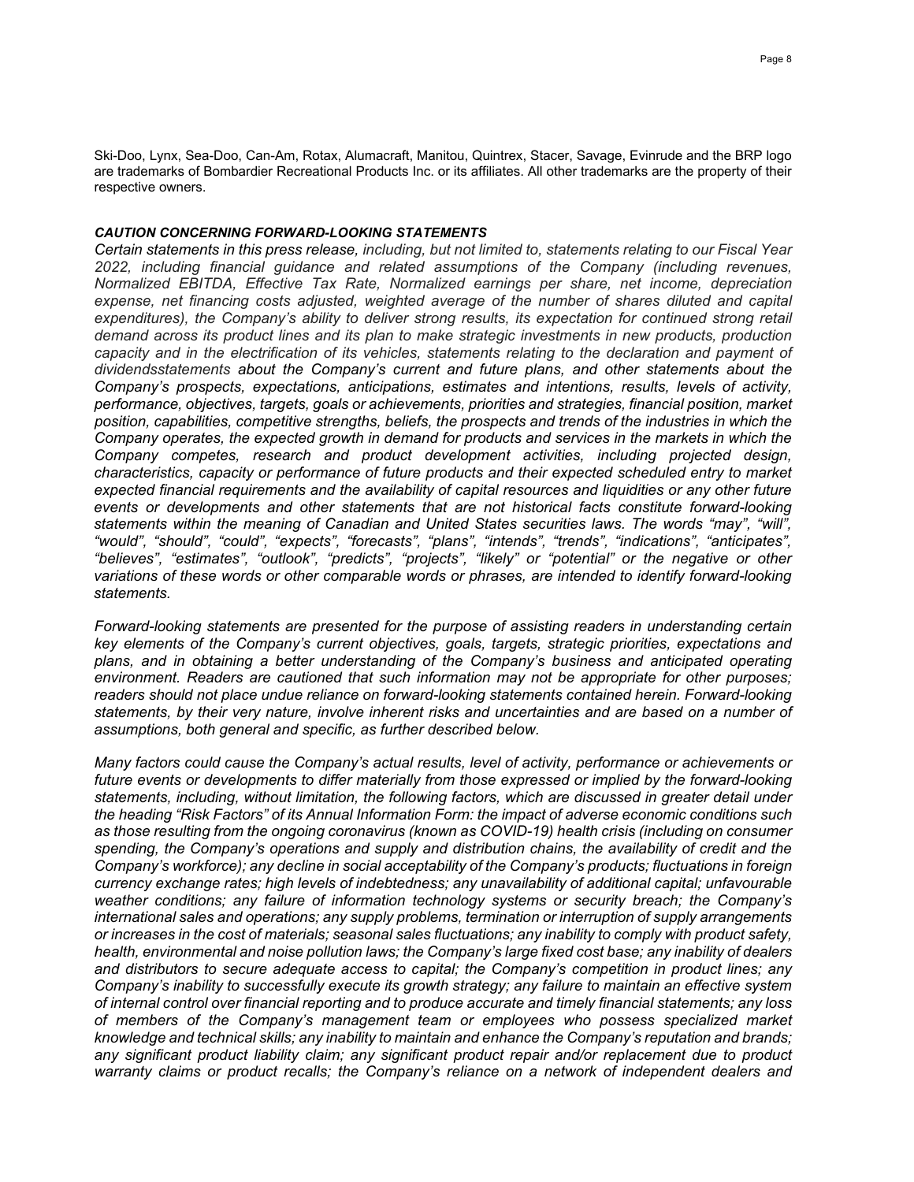Ski-Doo, Lynx, Sea-Doo, Can-Am, Rotax, Alumacraft, Manitou, Quintrex, Stacer, Savage, Evinrude and the BRP logo are trademarks of Bombardier Recreational Products Inc. or its affiliates. All other trademarks are the property of their respective owners.

***CAUTION CONCERNING FORWARD-LOOKING STATEMENTS***

*Certain statements in this press release, including, but not limited to, statements relating to our Fiscal Year 2022, including financial guidance and related assumptions of the Company (including revenues, Normalized EBITDA, Effective Tax Rate, Normalized earnings per share, net income, depreciation expense, net financing costs adjusted, weighted average of the number of shares diluted and capital expenditures), the Company's ability to deliver strong results, its expectation for continued strong retail demand across its product lines and its plan to make strategic investments in new products, production capacity and in the electrification of its vehicles, statements relating to the declaration and payment of dividendsstatements about the Company's current and future plans, and other statements about the Company's prospects, expectations, anticipations, estimates and intentions, results, levels of activity, performance, objectives, targets, goals or achievements, priorities and strategies, financial position, market position, capabilities, competitive strengths, beliefs, the prospects and trends of the industries in which the Company operates, the expected growth in demand for products and services in the markets in which the Company competes, research and product development activities, including projected design, characteristics, capacity or performance of future products and their expected scheduled entry to market expected financial requirements and the availability of capital resources and liquidities or any other future events or developments and other statements that are not historical facts constitute forward-looking statements within the meaning of Canadian and United States securities laws. The words "may", "will", "would", "should", "could", "expects", "forecasts", "plans", "intends", "trends", "indications", "anticipates", "believes", "estimates", "outlook", "predicts", "projects", "likely" or "potential" or the negative or other variations of these words or other comparable words or phrases, are intended to identify forward-looking statements.*

*Forward-looking statements are presented for the purpose of assisting readers in understanding certain key elements of the Company's current objectives, goals, targets, strategic priorities, expectations and plans, and in obtaining a better understanding of the Company's business and anticipated operating environment. Readers are cautioned that such information may not be appropriate for other purposes; readers should not place undue reliance on forward-looking statements contained herein. Forward-looking statements, by their very nature, involve inherent risks and uncertainties and are based on a number of assumptions, both general and specific, as further described below.*

*Many factors could cause the Company's actual results, level of activity, performance or achievements or future events or developments to differ materially from those expressed or implied by the forward-looking statements, including, without limitation, the following factors, which are discussed in greater detail under the heading "Risk Factors" of its Annual Information Form: the impact of adverse economic conditions such as those resulting from the ongoing coronavirus (known as COVID-19) health crisis (including on consumer spending, the Company's operations and supply and distribution chains, the availability of credit and the Company's workforce); any decline in social acceptability of the Company's products; fluctuations in foreign currency exchange rates; high levels of indebtedness; any unavailability of additional capital; unfavourable weather conditions; any failure of information technology systems or security breach; the Company's international sales and operations; any supply problems, termination or interruption of supply arrangements or increases in the cost of materials; seasonal sales fluctuations; any inability to comply with product safety, health, environmental and noise pollution laws; the Company's large fixed cost base; any inability of dealers and distributors to secure adequate access to capital; the Company's competition in product lines; any Company's inability to successfully execute its growth strategy; any failure to maintain an effective system of internal control over financial reporting and to produce accurate and timely financial statements; any loss of members of the Company's management team or employees who possess specialized market knowledge and technical skills; any inability to maintain and enhance the Company's reputation and brands; any significant product liability claim; any significant product repair and/or replacement due to product warranty claims or product recalls; the Company's reliance on a network of independent dealers and*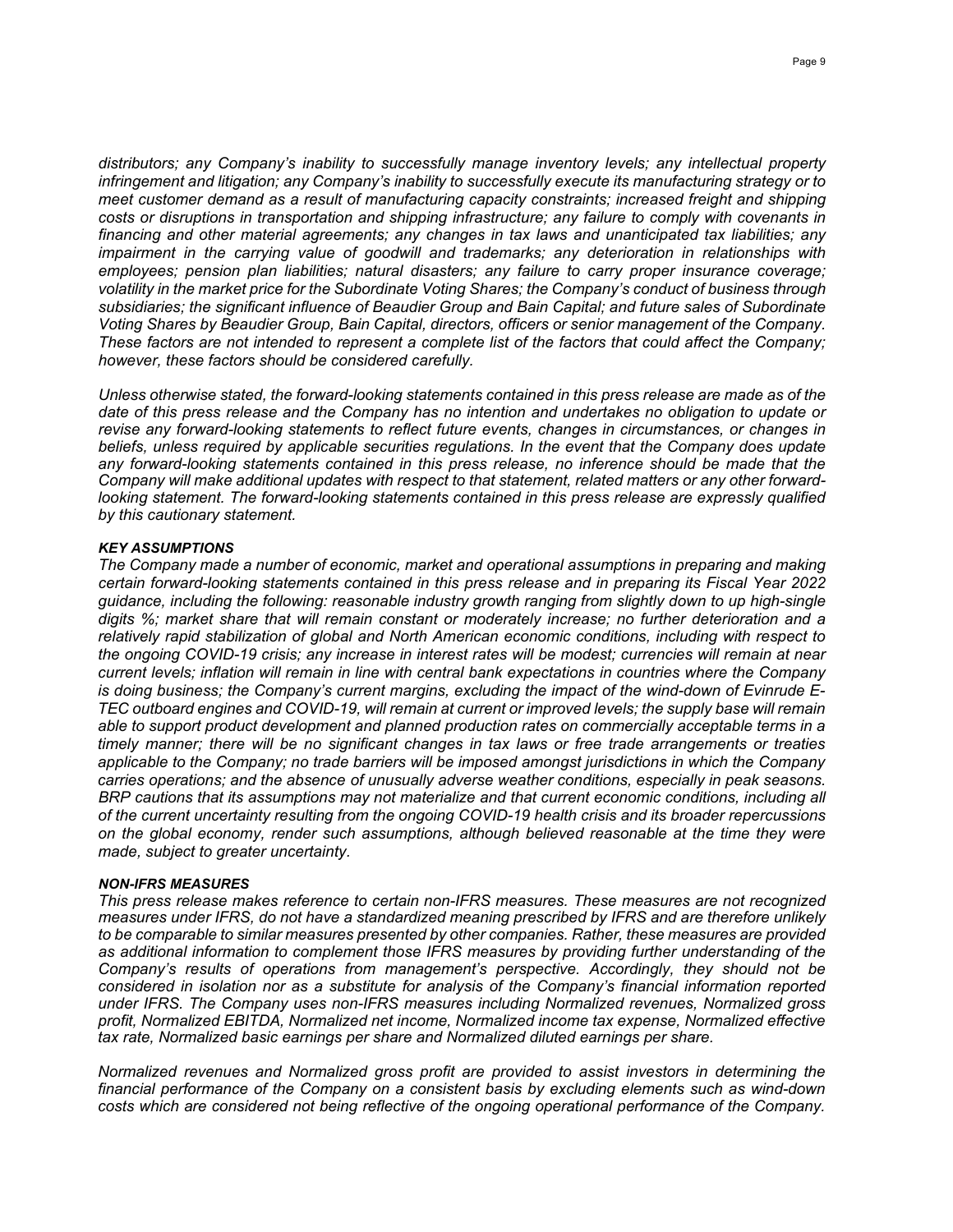*distributors; any Company's inability to successfully manage inventory levels; any intellectual property infringement and litigation; any Company's inability to successfully execute its manufacturing strategy or to meet customer demand as a result of manufacturing capacity constraints; increased freight and shipping costs or disruptions in transportation and shipping infrastructure; any failure to comply with covenants in financing and other material agreements; any changes in tax laws and unanticipated tax liabilities; any impairment in the carrying value of goodwill and trademarks; any deterioration in relationships with employees; pension plan liabilities; natural disasters; any failure to carry proper insurance coverage; volatility in the market price for the Subordinate Voting Shares; the Company's conduct of business through subsidiaries; the significant influence of Beaudier Group and Bain Capital; and future sales of Subordinate Voting Shares by Beaudier Group, Bain Capital, directors, officers or senior management of the Company. These factors are not intended to represent a complete list of the factors that could affect the Company; however, these factors should be considered carefully.*

*Unless otherwise stated, the forward-looking statements contained in this press release are made as of the date of this press release and the Company has no intention and undertakes no obligation to update or revise any forward-looking statements to reflect future events, changes in circumstances, or changes in beliefs, unless required by applicable securities regulations. In the event that the Company does update any forward-looking statements contained in this press release, no inference should be made that the Company will make additional updates with respect to that statement, related matters or any other forward-looking statement. The forward-looking statements contained in this press release are expressly qualified by this cautionary statement.*

***KEY ASSUMPTIONS***

*The Company made a number of economic, market and operational assumptions in preparing and making certain forward-looking statements contained in this press release and in preparing its Fiscal Year 2022 guidance, including the following: reasonable industry growth ranging from slightly down to up high-single digits %; market share that will remain constant or moderately increase; no further deterioration and a relatively rapid stabilization of global and North American economic conditions, including with respect to the ongoing COVID-19 crisis; any increase in interest rates will be modest; currencies will remain at near current levels; inflation will remain in line with central bank expectations in countries where the Company is doing business; the Company's current margins, excluding the impact of the wind-down of Evinrude E-TEC outboard engines and COVID-19, will remain at current or improved levels; the supply base will remain able to support product development and planned production rates on commercially acceptable terms in a timely manner; there will be no significant changes in tax laws or free trade arrangements or treaties applicable to the Company; no trade barriers will be imposed amongst jurisdictions in which the Company carries operations; and the absence of unusually adverse weather conditions, especially in peak seasons. BRP cautions that its assumptions may not materialize and that current economic conditions, including all of the current uncertainty resulting from the ongoing COVID-19 health crisis and its broader repercussions on the global economy, render such assumptions, although believed reasonable at the time they were made, subject to greater uncertainty.*

***NON-IFRS MEASURES***

*This press release makes reference to certain non-IFRS measures. These measures are not recognized measures under IFRS, do not have a standardized meaning prescribed by IFRS and are therefore unlikely to be comparable to similar measures presented by other companies. Rather, these measures are provided as additional information to complement those IFRS measures by providing further understanding of the Company's results of operations from management's perspective. Accordingly, they should not be considered in isolation nor as a substitute for analysis of the Company's financial information reported under IFRS. The Company uses non-IFRS measures including Normalized revenues, Normalized gross profit, Normalized EBITDA, Normalized net income, Normalized income tax expense, Normalized effective tax rate, Normalized basic earnings per share and Normalized diluted earnings per share.*

*Normalized revenues and Normalized gross profit are provided to assist investors in determining the financial performance of the Company on a consistent basis by excluding elements such as wind-down costs which are considered not being reflective of the ongoing operational performance of the Company.*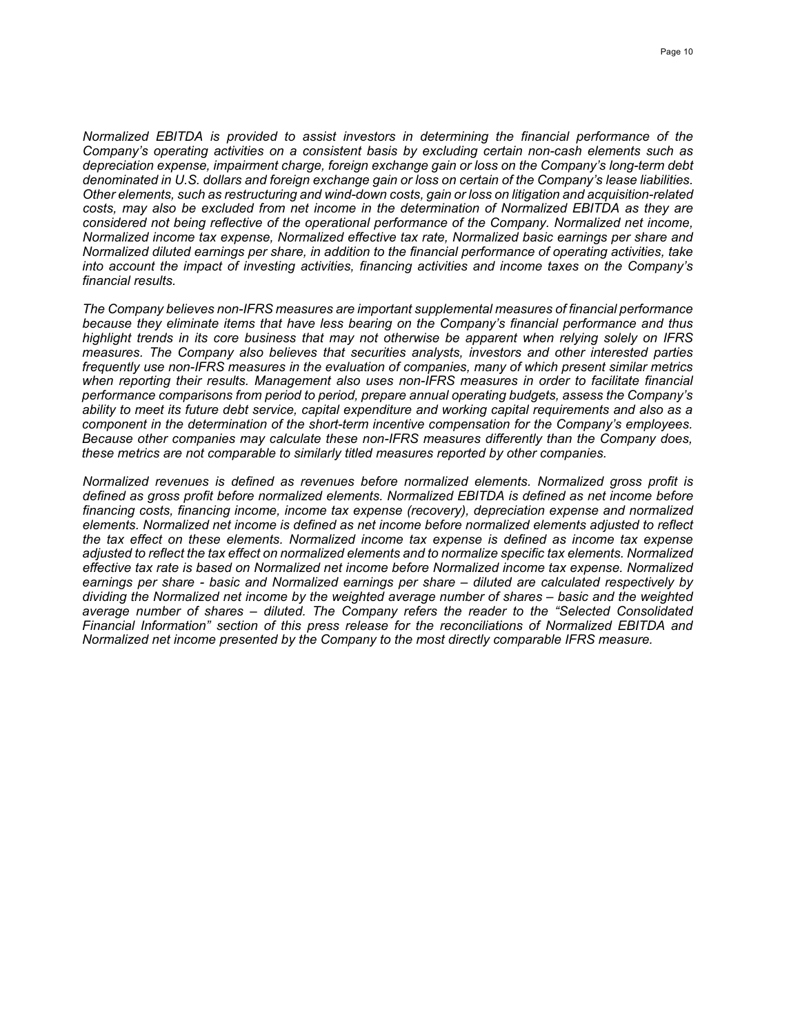*Normalized EBITDA is provided to assist investors in determining the financial performance of the Company's operating activities on a consistent basis by excluding certain non-cash elements such as depreciation expense, impairment charge, foreign exchange gain or loss on the Company's long-term debt denominated in U.S. dollars and foreign exchange gain or loss on certain of the Company's lease liabilities. Other elements, such as restructuring and wind-down costs, gain or loss on litigation and acquisition-related costs, may also be excluded from net income in the determination of Normalized EBITDA as they are considered not being reflective of the operational performance of the Company. Normalized net income, Normalized income tax expense, Normalized effective tax rate, Normalized basic earnings per share and Normalized diluted earnings per share, in addition to the financial performance of operating activities, take into account the impact of investing activities, financing activities and income taxes on the Company's financial results.*

*The Company believes non-IFRS measures are important supplemental measures of financial performance because they eliminate items that have less bearing on the Company's financial performance and thus highlight trends in its core business that may not otherwise be apparent when relying solely on IFRS measures. The Company also believes that securities analysts, investors and other interested parties frequently use non-IFRS measures in the evaluation of companies, many of which present similar metrics when reporting their results. Management also uses non-IFRS measures in order to facilitate financial performance comparisons from period to period, prepare annual operating budgets, assess the Company's ability to meet its future debt service, capital expenditure and working capital requirements and also as a component in the determination of the short-term incentive compensation for the Company's employees. Because other companies may calculate these non-IFRS measures differently than the Company does, these metrics are not comparable to similarly titled measures reported by other companies.*

*Normalized revenues is defined as revenues before normalized elements. Normalized gross profit is defined as gross profit before normalized elements. Normalized EBITDA is defined as net income before financing costs, financing income, income tax expense (recovery), depreciation expense and normalized elements. Normalized net income is defined as net income before normalized elements adjusted to reflect the tax effect on these elements. Normalized income tax expense is defined as income tax expense adjusted to reflect the tax effect on normalized elements and to normalize specific tax elements. Normalized effective tax rate is based on Normalized net income before Normalized income tax expense. Normalized earnings per share - basic and Normalized earnings per share – diluted are calculated respectively by dividing the Normalized net income by the weighted average number of shares – basic and the weighted average number of shares – diluted. The Company refers the reader to the "Selected Consolidated Financial Information" section of this press release for the reconciliations of Normalized EBITDA and Normalized net income presented by the Company to the most directly comparable IFRS measure.*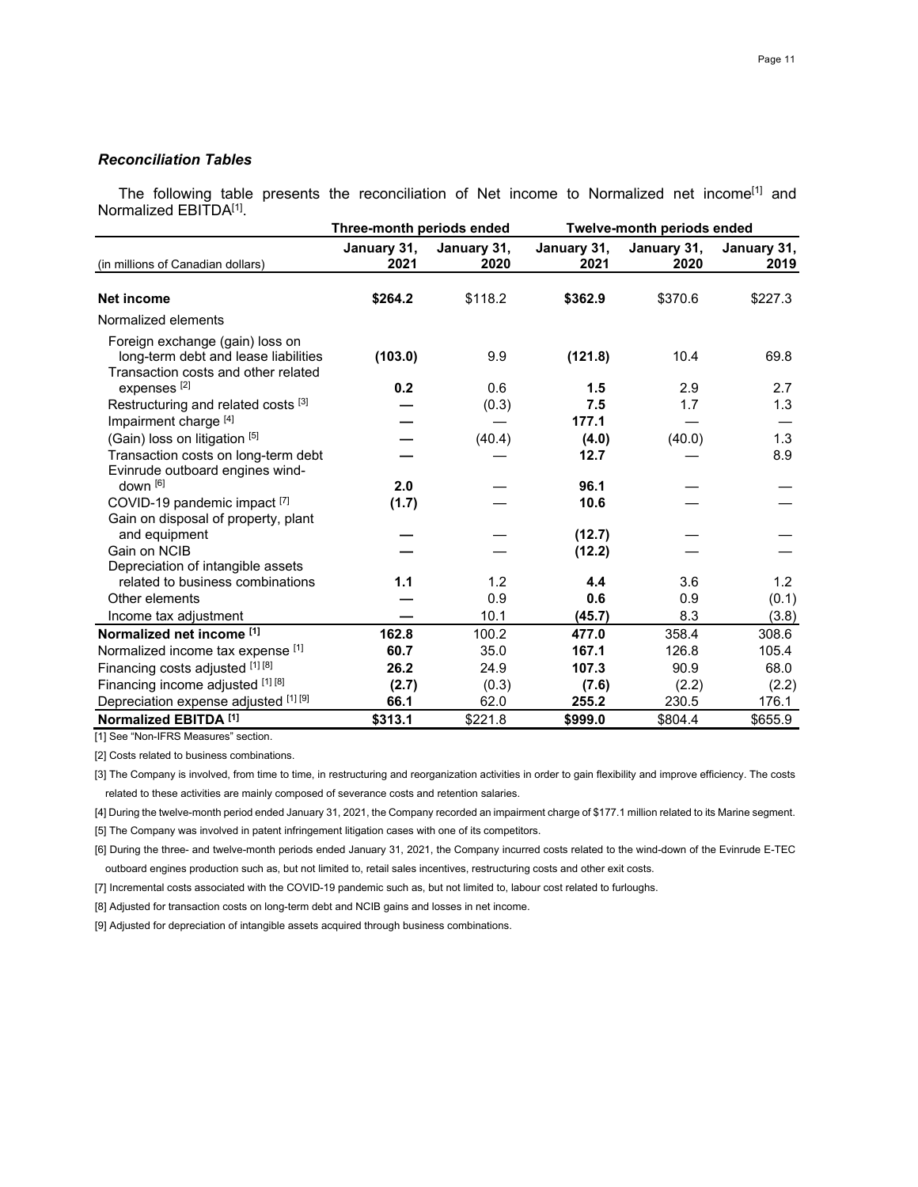### *Reconciliation Tables*

The following table presents the reconciliation of Net income to Normalized net income[1] and Normalized EBITDA[1].

| | Three-month periods ended | | Twelve-month periods ended | | |
|---|---|---|---|---|---|
| (in millions of Canadian dollars) | January 31, 2021 | January 31, 2020 | January 31, 2021 | January 31, 2020 | January 31, 2019 |
| **Net income** | **$264.2** | $118.2 | **$362.9** | $370.6 | $227.3 |
| Normalized elements | | | | | |
| Foreign exchange (gain) loss on long-term debt and lease liabilities | **(103.0)** | 9.9 | **(121.8)** | 10.4 | 69.8 |
| Transaction costs and other related expenses [2] | **0.2** | 0.6 | **1.5** | 2.9 | 2.7 |
| Restructuring and related costs [3] | **—** | (0.3) | **7.5** | 1.7 | 1.3 |
| Impairment charge [4] | **—** | — | **177.1** | — | — |
| (Gain) loss on litigation [5] | **—** | (40.4) | **(4.0)** | (40.0) | 1.3 |
| Transaction costs on long-term debt | **—** | — | **12.7** | — | 8.9 |
| Evinrude outboard engines wind-down [6] | **2.0** | — | **96.1** | — | — |
| COVID-19 pandemic impact [7] | **(1.7)** | — | **10.6** | — | — |
| Gain on disposal of property, plant and equipment | **—** | — | **(12.7)** | — | — |
| Gain on NCIB | **—** | — | **(12.2)** | — | — |
| Depreciation of intangible assets related to business combinations | **1.1** | 1.2 | **4.4** | 3.6 | 1.2 |
| Other elements | **—** | 0.9 | **0.6** | 0.9 | (0.1) |
| Income tax adjustment | **—** | 10.1 | **(45.7)** | 8.3 | (3.8) |
| **Normalized net income [1]** | **162.8** | 100.2 | **477.0** | 358.4 | 308.6 |
| Normalized income tax expense [1] | **60.7** | 35.0 | **167.1** | 126.8 | 105.4 |
| Financing costs adjusted [1] [8] | **26.2** | 24.9 | **107.3** | 90.9 | 68.0 |
| Financing income adjusted [1] [8] | **(2.7)** | (0.3) | **(7.6)** | (2.2) | (2.2) |
| Depreciation expense adjusted [1] [9] | **66.1** | 62.0 | **255.2** | 230.5 | 176.1 |
| **Normalized EBITDA [1]** | **$313.1** | $221.8 | **$999.0** | $804.4 | $655.9 |

[1] See "Non-IFRS Measures" section.

[2] Costs related to business combinations.

[3] The Company is involved, from time to time, in restructuring and reorganization activities in order to gain flexibility and improve efficiency. The costs related to these activities are mainly composed of severance costs and retention salaries.

[4] During the twelve-month period ended January 31, 2021, the Company recorded an impairment charge of $177.1 million related to its Marine segment.

[5] The Company was involved in patent infringement litigation cases with one of its competitors.

[6] During the three- and twelve-month periods ended January 31, 2021, the Company incurred costs related to the wind-down of the Evinrude E-TEC outboard engines production such as, but not limited to, retail sales incentives, restructuring costs and other exit costs.

[7] Incremental costs associated with the COVID-19 pandemic such as, but not limited to, labour cost related to furloughs.

[8] Adjusted for transaction costs on long-term debt and NCIB gains and losses in net income.

[9] Adjusted for depreciation of intangible assets acquired through business combinations.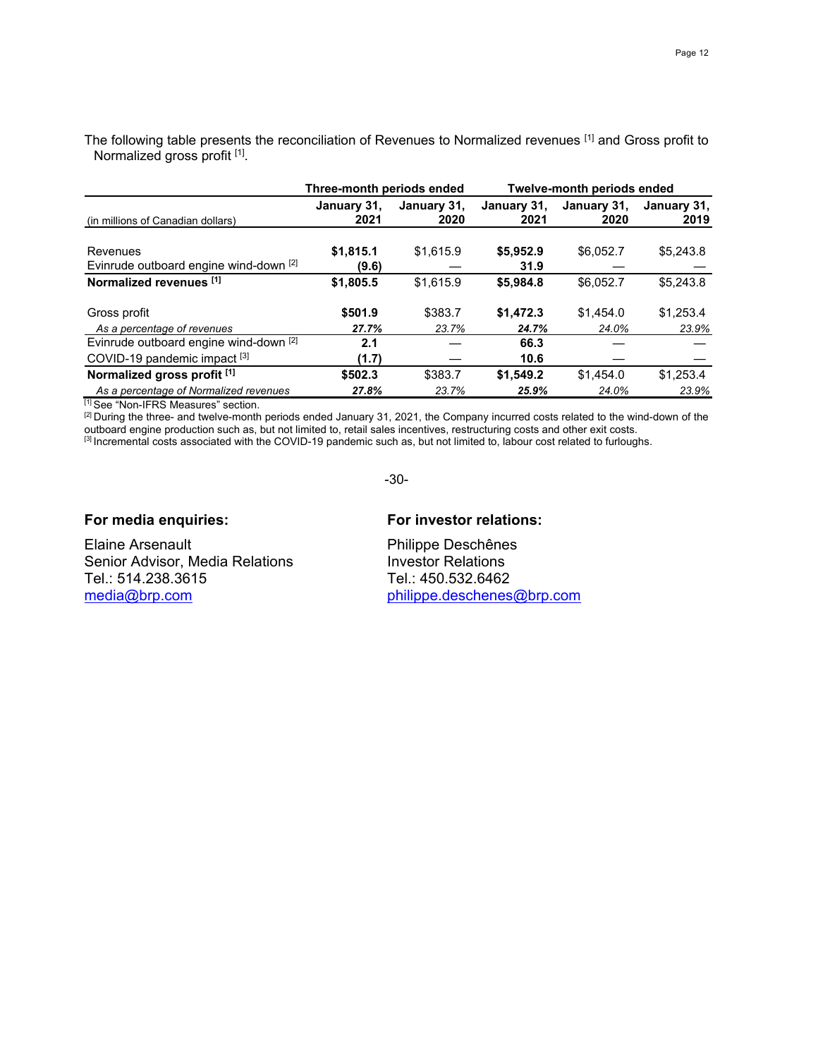The following table presents the reconciliation of Revenues to Normalized revenues [1] and Gross profit to Normalized gross profit [1].

| | Three-month periods ended | | Twelve-month periods ended | | |
|---|---|---|---|---|---|
| (in millions of Canadian dollars) | **January 31, 2021** | **January 31, 2020** | **January 31, 2021** | **January 31, 2020** | **January 31, 2019** |
| Revenues | **$1,815.1** | $1,615.9 | **$5,952.9** | $6,052.7 | $5,243.8 |
| Evinrude outboard engine wind-down [2] | **(9.6)** | — | **31.9** | — | — |
| **Normalized revenues [1]** | **$1,805.5** | $1,615.9 | **$5,984.8** | $6,052.7 | $5,243.8 |
| Gross profit | **$501.9** | $383.7 | **$1,472.3** | $1,454.0 | $1,253.4 |
| *As a percentage of revenues* | ***27.7%*** | *23.7%* | ***24.7%*** | *24.0%* | *23.9%* |
| Evinrude outboard engine wind-down [2] | **2.1** | — | **66.3** | — | — |
| COVID-19 pandemic impact [3] | **(1.7)** | — | **10.6** | — | — |
| **Normalized gross profit [1]** | **$502.3** | $383.7 | **$1,549.2** | $1,454.0 | $1,253.4 |
| *As a percentage of Normalized revenues* | ***27.8%*** | *23.7%* | ***25.9%*** | *24.0%* | *23.9%* |

[1] See "Non-IFRS Measures" section.
[2] During the three- and twelve-month periods ended January 31, 2021, the Company incurred costs related to the wind-down of the outboard engine production such as, but not limited to, retail sales incentives, restructuring costs and other exit costs.
[3] Incremental costs associated with the COVID-19 pandemic such as, but not limited to, labour cost related to furloughs.

-30-

**For media enquiries:**

Elaine Arsenault
Senior Advisor, Media Relations
Tel.: 514.238.3615
media@brp.com

**For investor relations:**

Philippe Deschênes
Investor Relations
Tel.: 450.532.6462
philippe.deschenes@brp.com